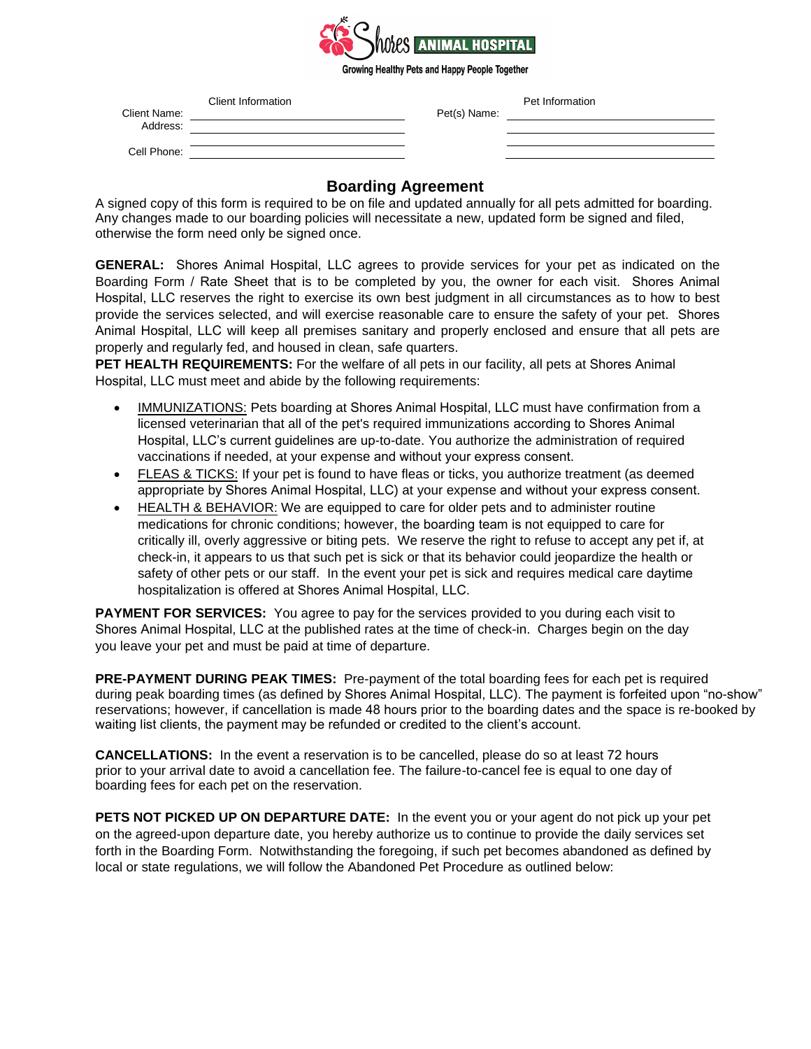Shores ANIMAL HOSPITAL

Growing Healthy Pets and Happy People Together

| Client Information | | Pet Information | |
|---|---|---|---|
| Client Name: | | Pet(s) Name: | |
| Address: | | | |
| | | | |
| Cell Phone: | | | |

## Boarding Agreement

A signed copy of this form is required to be on file and updated annually for all pets admitted for boarding. Any changes made to our boarding policies will necessitate a new, updated form be signed and filed, otherwise the form need only be signed once.

**GENERAL:** Shores Animal Hospital, LLC agrees to provide services for your pet as indicated on the Boarding Form / Rate Sheet that is to be completed by you, the owner for each visit. Shores Animal Hospital, LLC reserves the right to exercise its own best judgment in all circumstances as to how to best provide the services selected, and will exercise reasonable care to ensure the safety of your pet. Shores Animal Hospital, LLC will keep all premises sanitary and properly enclosed and ensure that all pets are properly and regularly fed, and housed in clean, safe quarters.

**PET HEALTH REQUIREMENTS:** For the welfare of all pets in our facility, all pets at Shores Animal Hospital, LLC must meet and abide by the following requirements:

- IMMUNIZATIONS: Pets boarding at Shores Animal Hospital, LLC must have confirmation from a licensed veterinarian that all of the pet's required immunizations according to Shores Animal Hospital, LLC's current guidelines are up-to-date. You authorize the administration of required vaccinations if needed, at your expense and without your express consent.
- FLEAS & TICKS: If your pet is found to have fleas or ticks, you authorize treatment (as deemed appropriate by Shores Animal Hospital, LLC) at your expense and without your express consent.
- HEALTH & BEHAVIOR: We are equipped to care for older pets and to administer routine medications for chronic conditions; however, the boarding team is not equipped to care for critically ill, overly aggressive or biting pets. We reserve the right to refuse to accept any pet if, at check-in, it appears to us that such pet is sick or that its behavior could jeopardize the health or safety of other pets or our staff. In the event your pet is sick and requires medical care daytime hospitalization is offered at Shores Animal Hospital, LLC.

**PAYMENT FOR SERVICES:** You agree to pay for the services provided to you during each visit to Shores Animal Hospital, LLC at the published rates at the time of check-in. Charges begin on the day you leave your pet and must be paid at time of departure.

**PRE-PAYMENT DURING PEAK TIMES:** Pre-payment of the total boarding fees for each pet is required during peak boarding times (as defined by Shores Animal Hospital, LLC). The payment is forfeited upon "no-show" reservations; however, if cancellation is made 48 hours prior to the boarding dates and the space is re-booked by waiting list clients, the payment may be refunded or credited to the client's account.

**CANCELLATIONS:** In the event a reservation is to be cancelled, please do so at least 72 hours prior to your arrival date to avoid a cancellation fee. The failure-to-cancel fee is equal to one day of boarding fees for each pet on the reservation.

**PETS NOT PICKED UP ON DEPARTURE DATE:** In the event you or your agent do not pick up your pet on the agreed-upon departure date, you hereby authorize us to continue to provide the daily services set forth in the Boarding Form. Notwithstanding the foregoing, if such pet becomes abandoned as defined by local or state regulations, we will follow the Abandoned Pet Procedure as outlined below: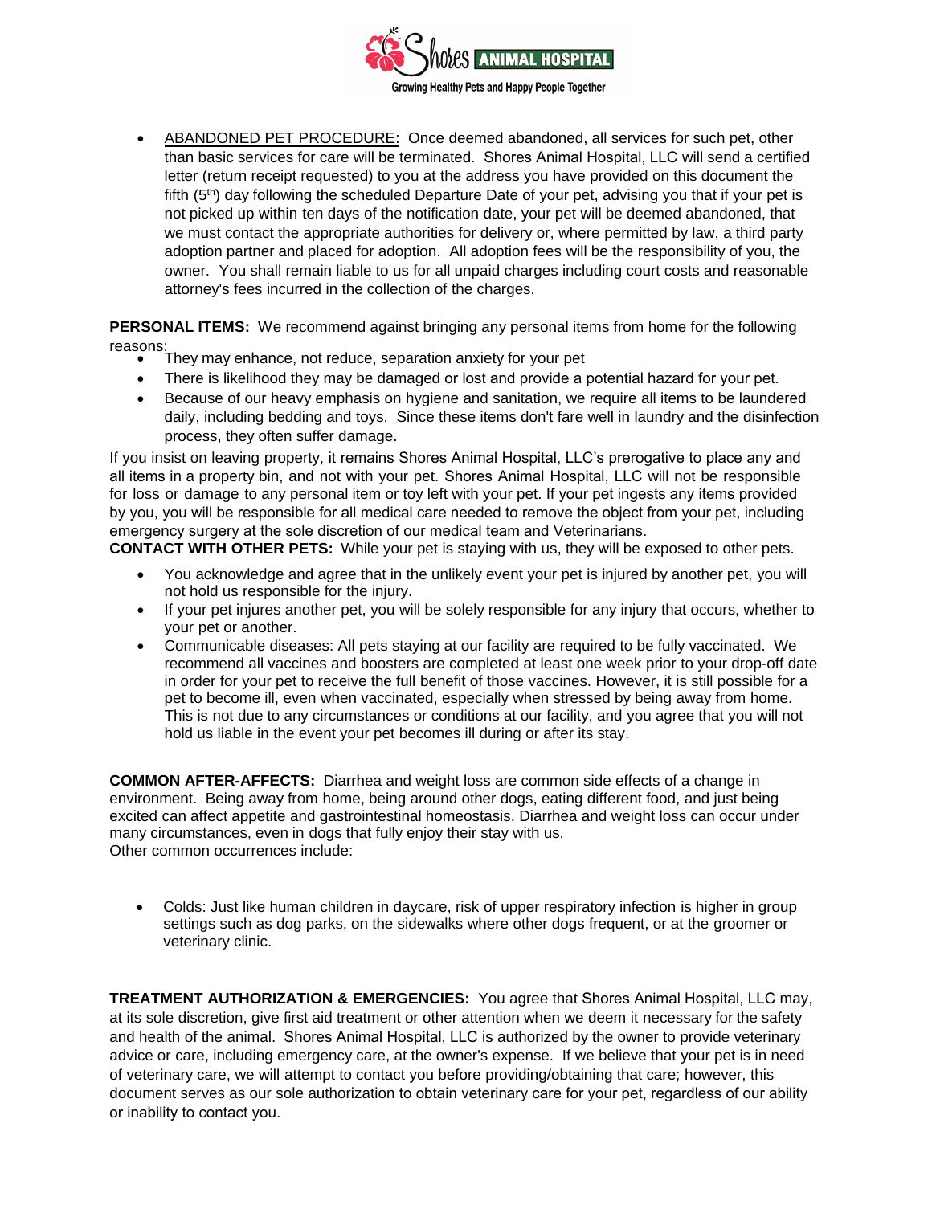- ABANDONED PET PROCEDURE: Once deemed abandoned, all services for such pet, other than basic services for care will be terminated. Shores Animal Hospital, LLC will send a certified letter (return receipt requested) to you at the address you have provided on this document the fifth (5th) day following the scheduled Departure Date of your pet, advising you that if your pet is not picked up within ten days of the notification date, your pet will be deemed abandoned, that we must contact the appropriate authorities for delivery or, where permitted by law, a third party adoption partner and placed for adoption. All adoption fees will be the responsibility of you, the owner. You shall remain liable to us for all unpaid charges including court costs and reasonable attorney's fees incurred in the collection of the charges.

**PERSONAL ITEMS:** We recommend against bringing any personal items from home for the following reasons:

- They may enhance, not reduce, separation anxiety for your pet
- There is likelihood they may be damaged or lost and provide a potential hazard for your pet.
- Because of our heavy emphasis on hygiene and sanitation, we require all items to be laundered daily, including bedding and toys. Since these items don't fare well in laundry and the disinfection process, they often suffer damage.

If you insist on leaving property, it remains Shores Animal Hospital, LLC's prerogative to place any and all items in a property bin, and not with your pet. Shores Animal Hospital, LLC will not be responsible for loss or damage to any personal item or toy left with your pet. If your pet ingests any items provided by you, you will be responsible for all medical care needed to remove the object from your pet, including emergency surgery at the sole discretion of our medical team and Veterinarians.

**CONTACT WITH OTHER PETS:** While your pet is staying with us, they will be exposed to other pets.

- You acknowledge and agree that in the unlikely event your pet is injured by another pet, you will not hold us responsible for the injury.
- If your pet injures another pet, you will be solely responsible for any injury that occurs, whether to your pet or another.
- Communicable diseases: All pets staying at our facility are required to be fully vaccinated. We recommend all vaccines and boosters are completed at least one week prior to your drop-off date in order for your pet to receive the full benefit of those vaccines. However, it is still possible for a pet to become ill, even when vaccinated, especially when stressed by being away from home. This is not due to any circumstances or conditions at our facility, and you agree that you will not hold us liable in the event your pet becomes ill during or after its stay.

**COMMON AFTER-AFFECTS:** Diarrhea and weight loss are common side effects of a change in environment. Being away from home, being around other dogs, eating different food, and just being excited can affect appetite and gastrointestinal homeostasis. Diarrhea and weight loss can occur under many circumstances, even in dogs that fully enjoy their stay with us.
Other common occurrences include:

- Colds: Just like human children in daycare, risk of upper respiratory infection is higher in group settings such as dog parks, on the sidewalks where other dogs frequent, or at the groomer or veterinary clinic.

**TREATMENT AUTHORIZATION & EMERGENCIES:** You agree that Shores Animal Hospital, LLC may, at its sole discretion, give first aid treatment or other attention when we deem it necessary for the safety and health of the animal. Shores Animal Hospital, LLC is authorized by the owner to provide veterinary advice or care, including emergency care, at the owner's expense. If we believe that your pet is in need of veterinary care, we will attempt to contact you before providing/obtaining that care; however, this document serves as our sole authorization to obtain veterinary care for your pet, regardless of our ability or inability to contact you.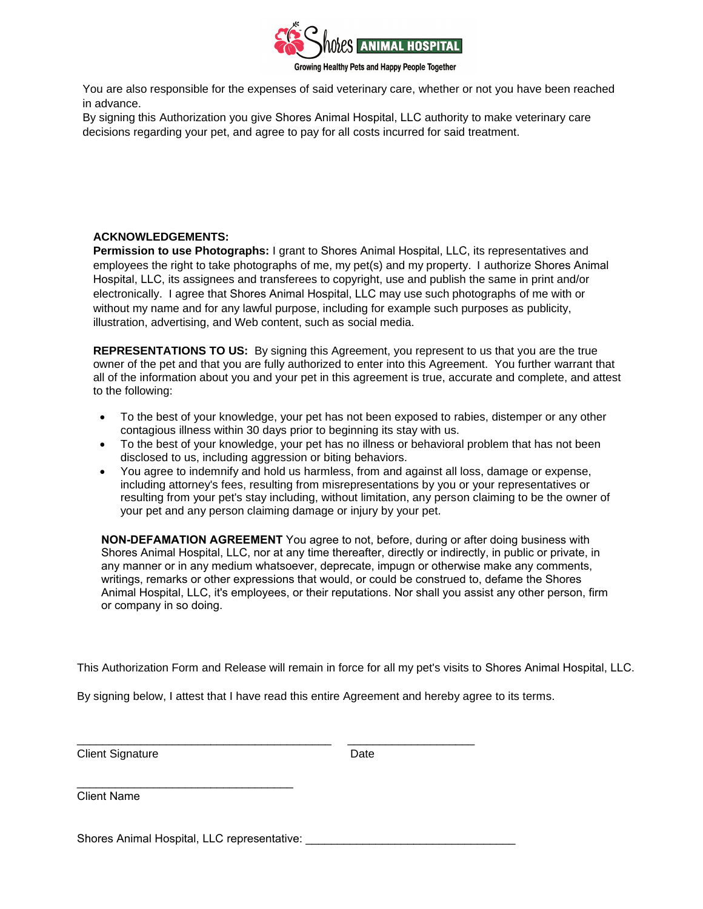You are also responsible for the expenses of said veterinary care, whether or not you have been reached in advance.
By signing this Authorization you give Shores Animal Hospital, LLC authority to make veterinary care decisions regarding your pet, and agree to pay for all costs incurred for said treatment.

**ACKNOWLEDGEMENTS:**
**Permission to use Photographs:** I grant to Shores Animal Hospital, LLC, its representatives and employees the right to take photographs of me, my pet(s) and my property. I authorize Shores Animal Hospital, LLC, its assignees and transferees to copyright, use and publish the same in print and/or electronically. I agree that Shores Animal Hospital, LLC may use such photographs of me with or without my name and for any lawful purpose, including for example such purposes as publicity, illustration, advertising, and Web content, such as social media.

**REPRESENTATIONS TO US:** By signing this Agreement, you represent to us that you are the true owner of the pet and that you are fully authorized to enter into this Agreement. You further warrant that all of the information about you and your pet in this agreement is true, accurate and complete, and attest to the following:

- To the best of your knowledge, your pet has not been exposed to rabies, distemper or any other contagious illness within 30 days prior to beginning its stay with us.
- To the best of your knowledge, your pet has no illness or behavioral problem that has not been disclosed to us, including aggression or biting behaviors.
- You agree to indemnify and hold us harmless, from and against all loss, damage or expense, including attorney's fees, resulting from misrepresentations by you or your representatives or resulting from your pet's stay including, without limitation, any person claiming to be the owner of your pet and any person claiming damage or injury by your pet.

**NON-DEFAMATION AGREEMENT** You agree to not, before, during or after doing business with Shores Animal Hospital, LLC, nor at any time thereafter, directly or indirectly, in public or private, in any manner or in any medium whatsoever, deprecate, impugn or otherwise make any comments, writings, remarks or other expressions that would, or could be construed to, defame the Shores Animal Hospital, LLC, it's employees, or their reputations. Nor shall you assist any other person, firm or company in so doing.

This Authorization Form and Release will remain in force for all my pet's visits to Shores Animal Hospital, LLC.

By signing below, I attest that I have read this entire Agreement and hereby agree to its terms.

\_\_\_\_\_\_\_\_\_\_\_\_\_\_\_\_\_\_\_\_\_\_\_\_\_\_\_\_\_\_\_\_\_\_\_\_\_\_\_\_ \_\_\_\_\_\_\_\_\_\_\_\_\_\_\_\_\_\_\_\_
Client Signature Date

\_\_\_\_\_\_\_\_\_\_\_\_\_\_\_\_\_\_\_\_\_\_\_\_\_\_\_\_\_\_\_\_\_\_
Client Name

Shores Animal Hospital, LLC representative: \_\_\_\_\_\_\_\_\_\_\_\_\_\_\_\_\_\_\_\_\_\_\_\_\_\_\_\_\_\_\_\_